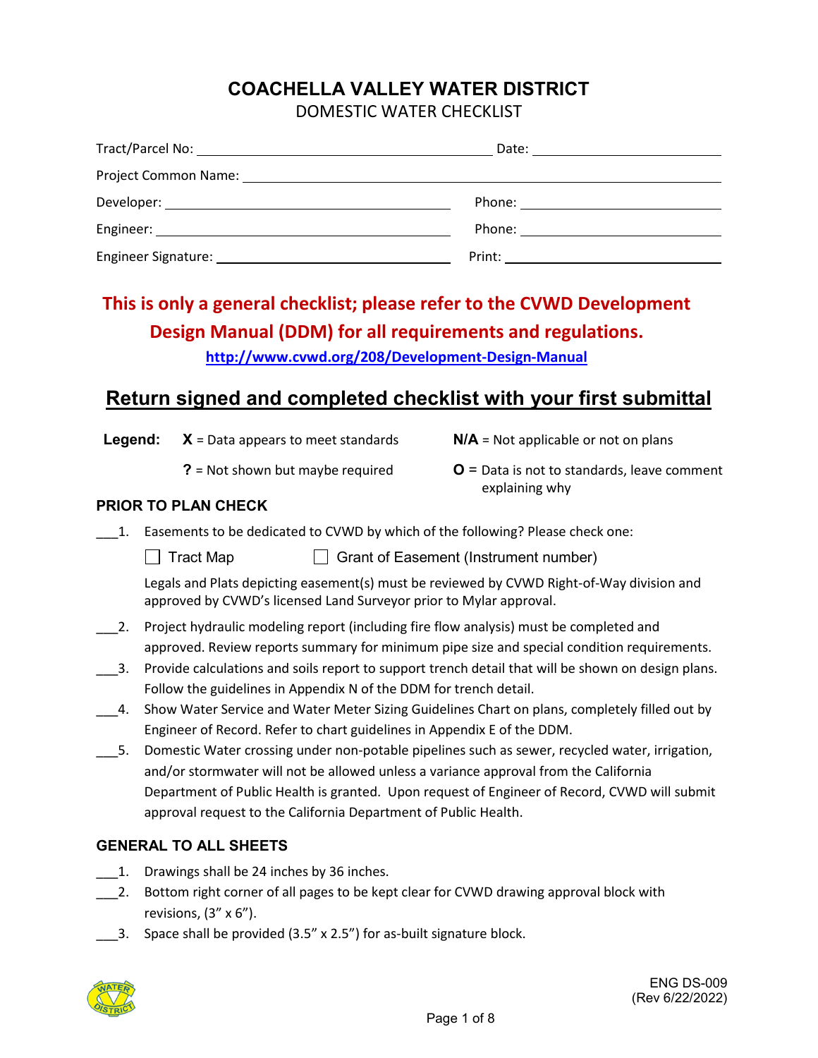# COACHELLA VALLEY WATER DISTRICT

## DOMESTIC WATER CHECKLIST

Tract/Parcel No: ______________________ Date: ______________

Project Common Name: ______________________

Developer: ______________________ Phone: ______________

Engineer: ______________________ Phone: ______________

Engineer Signature: ______________________ Print: ______________

**This is only a general checklist; please refer to the CVWD Development Design Manual (DDM) for all requirements and regulations.**

http://www.cvwd.org/208/Development-Design-Manual

## Return signed and completed checklist with your first submittal

**Legend:**
- **X** = Data appears to meet standards
- **N/A** = Not applicable or not on plans
- **?** = Not shown but maybe required
- **O** = Data is not to standards, leave comment explaining why

### PRIOR TO PLAN CHECK

___1. Easements to be dedicated to CVWD by which of the following? Please check one:

☐ Tract Map ☐ Grant of Easement (Instrument number)

Legals and Plats depicting easement(s) must be reviewed by CVWD Right-of-Way division and approved by CVWD's licensed Land Surveyor prior to Mylar approval.

___2. Project hydraulic modeling report (including fire flow analysis) must be completed and approved. Review reports summary for minimum pipe size and special condition requirements.

___3. Provide calculations and soils report to support trench detail that will be shown on design plans. Follow the guidelines in Appendix N of the DDM for trench detail.

___4. Show Water Service and Water Meter Sizing Guidelines Chart on plans, completely filled out by Engineer of Record. Refer to chart guidelines in Appendix E of the DDM.

___5. Domestic Water crossing under non-potable pipelines such as sewer, recycled water, irrigation, and/or stormwater will not be allowed unless a variance approval from the California Department of Public Health is granted. Upon request of Engineer of Record, CVWD will submit approval request to the California Department of Public Health.

### GENERAL TO ALL SHEETS

___1. Drawings shall be 24 inches by 36 inches.

___2. Bottom right corner of all pages to be kept clear for CVWD drawing approval block with revisions, (3" x 6").

___3. Space shall be provided (3.5" x 2.5") for as-built signature block.

ENG DS-009
(Rev 6/22/2022)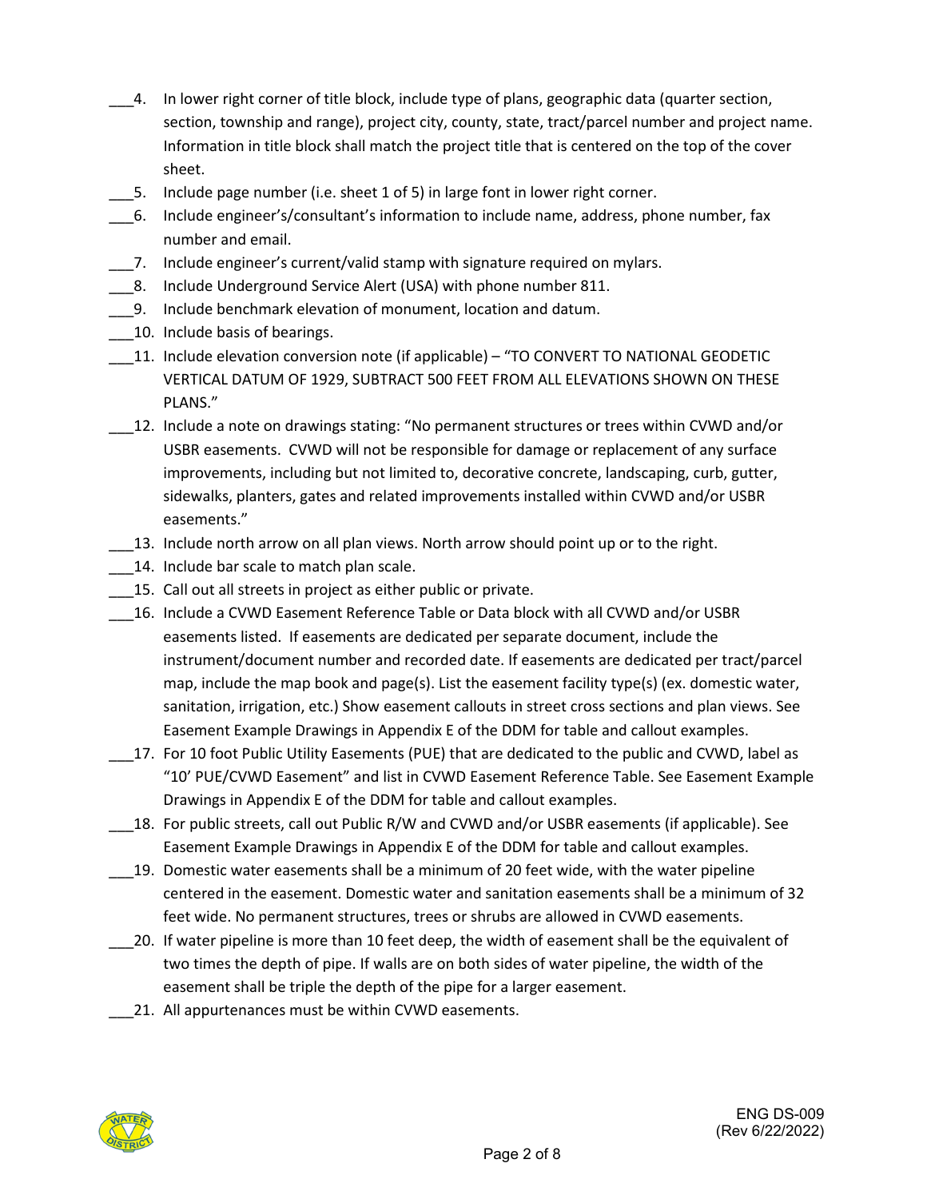___4. In lower right corner of title block, include type of plans, geographic data (quarter section, section, township and range), project city, county, state, tract/parcel number and project name. Information in title block shall match the project title that is centered on the top of the cover sheet.

___5. Include page number (i.e. sheet 1 of 5) in large font in lower right corner.

___6. Include engineer's/consultant's information to include name, address, phone number, fax number and email.

___7. Include engineer's current/valid stamp with signature required on mylars.

___8. Include Underground Service Alert (USA) with phone number 811.

___9. Include benchmark elevation of monument, location and datum.

___10. Include basis of bearings.

___11. Include elevation conversion note (if applicable) – "TO CONVERT TO NATIONAL GEODETIC VERTICAL DATUM OF 1929, SUBTRACT 500 FEET FROM ALL ELEVATIONS SHOWN ON THESE PLANS."

___12. Include a note on drawings stating: "No permanent structures or trees within CVWD and/or USBR easements. CVWD will not be responsible for damage or replacement of any surface improvements, including but not limited to, decorative concrete, landscaping, curb, gutter, sidewalks, planters, gates and related improvements installed within CVWD and/or USBR easements."

___13. Include north arrow on all plan views. North arrow should point up or to the right.

___14. Include bar scale to match plan scale.

___15. Call out all streets in project as either public or private.

___16. Include a CVWD Easement Reference Table or Data block with all CVWD and/or USBR easements listed. If easements are dedicated per separate document, include the instrument/document number and recorded date. If easements are dedicated per tract/parcel map, include the map book and page(s). List the easement facility type(s) (ex. domestic water, sanitation, irrigation, etc.) Show easement callouts in street cross sections and plan views. See Easement Example Drawings in Appendix E of the DDM for table and callout examples.

___17. For 10 foot Public Utility Easements (PUE) that are dedicated to the public and CVWD, label as "10' PUE/CVWD Easement" and list in CVWD Easement Reference Table. See Easement Example Drawings in Appendix E of the DDM for table and callout examples.

___18. For public streets, call out Public R/W and CVWD and/or USBR easements (if applicable). See Easement Example Drawings in Appendix E of the DDM for table and callout examples.

___19. Domestic water easements shall be a minimum of 20 feet wide, with the water pipeline centered in the easement. Domestic water and sanitation easements shall be a minimum of 32 feet wide. No permanent structures, trees or shrubs are allowed in CVWD easements.

___20. If water pipeline is more than 10 feet deep, the width of easement shall be the equivalent of two times the depth of pipe. If walls are on both sides of water pipeline, the width of the easement shall be triple the depth of the pipe for a larger easement.

___21. All appurtenances must be within CVWD easements.

ENG DS-009
(Rev 6/22/2022)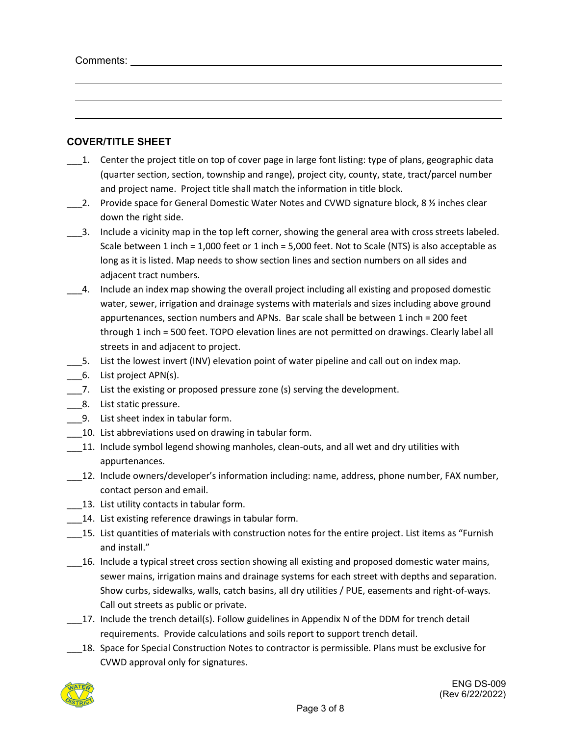Comments: ____________________________________________________________

______________________________________________________________________

______________________________________________________________________

______________________________________________________________________

### COVER/TITLE SHEET

___1. Center the project title on top of cover page in large font listing: type of plans, geographic data (quarter section, section, township and range), project city, county, state, tract/parcel number and project name. Project title shall match the information in title block.

___2. Provide space for General Domestic Water Notes and CVWD signature block, 8 ½ inches clear down the right side.

___3. Include a vicinity map in the top left corner, showing the general area with cross streets labeled. Scale between 1 inch = 1,000 feet or 1 inch = 5,000 feet. Not to Scale (NTS) is also acceptable as long as it is listed. Map needs to show section lines and section numbers on all sides and adjacent tract numbers.

___4. Include an index map showing the overall project including all existing and proposed domestic water, sewer, irrigation and drainage systems with materials and sizes including above ground appurtenances, section numbers and APNs. Bar scale shall be between 1 inch = 200 feet through 1 inch = 500 feet. TOPO elevation lines are not permitted on drawings. Clearly label all streets in and adjacent to project.

___5. List the lowest invert (INV) elevation point of water pipeline and call out on index map.

___6. List project APN(s).

___7. List the existing or proposed pressure zone (s) serving the development.

___8. List static pressure.

___9. List sheet index in tabular form.

___10. List abbreviations used on drawing in tabular form.

___11. Include symbol legend showing manholes, clean-outs, and all wet and dry utilities with appurtenances.

___12. Include owners/developer's information including: name, address, phone number, FAX number, contact person and email.

___13. List utility contacts in tabular form.

___14. List existing reference drawings in tabular form.

___15. List quantities of materials with construction notes for the entire project. List items as "Furnish and install."

___16. Include a typical street cross section showing all existing and proposed domestic water mains, sewer mains, irrigation mains and drainage systems for each street with depths and separation. Show curbs, sidewalks, walls, catch basins, all dry utilities / PUE, easements and right-of-ways. Call out streets as public or private.

___17. Include the trench detail(s). Follow guidelines in Appendix N of the DDM for trench detail requirements. Provide calculations and soils report to support trench detail.

___18. Space for Special Construction Notes to contractor is permissible. Plans must be exclusive for CVWD approval only for signatures.

ENG DS-009
(Rev 6/22/2022)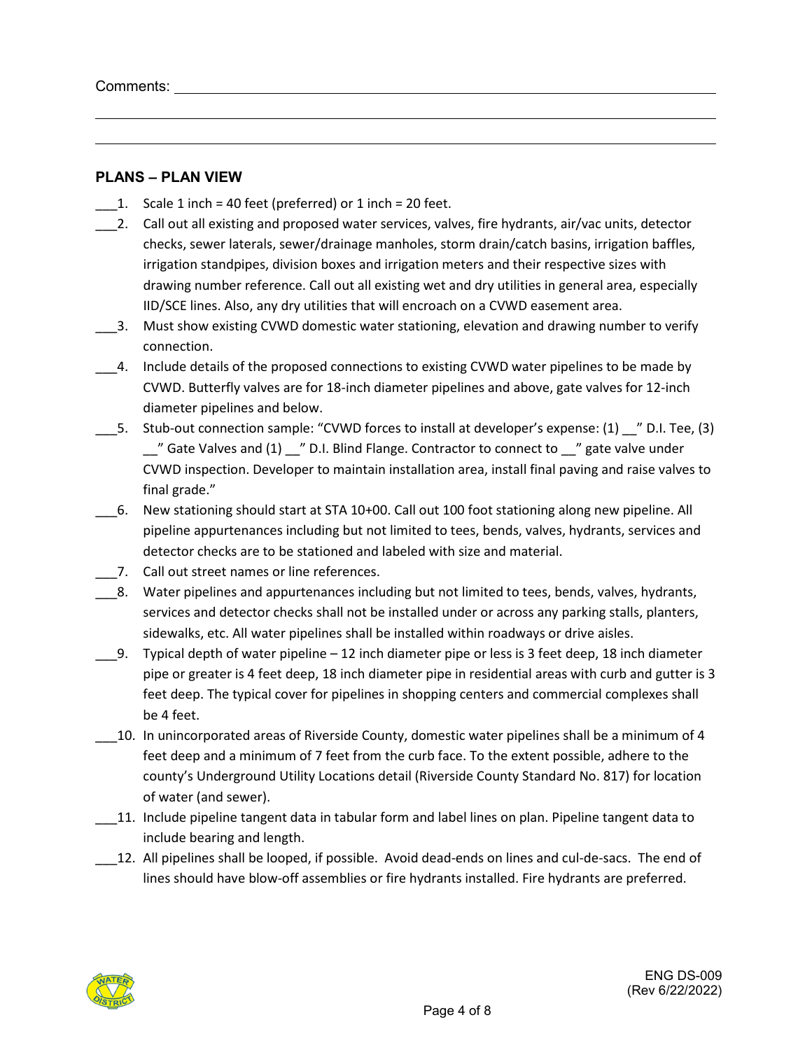Comments: ____________________________________________________________________________

____________________________________________________________________________

____________________________________________________________________________

### PLANS – PLAN VIEW

___1. Scale 1 inch = 40 feet (preferred) or 1 inch = 20 feet.

___2. Call out all existing and proposed water services, valves, fire hydrants, air/vac units, detector checks, sewer laterals, sewer/drainage manholes, storm drain/catch basins, irrigation baffles, irrigation standpipes, division boxes and irrigation meters and their respective sizes with drawing number reference. Call out all existing wet and dry utilities in general area, especially IID/SCE lines. Also, any dry utilities that will encroach on a CVWD easement area.

___3. Must show existing CVWD domestic water stationing, elevation and drawing number to verify connection.

___4. Include details of the proposed connections to existing CVWD water pipelines to be made by CVWD. Butterfly valves are for 18-inch diameter pipelines and above, gate valves for 12-inch diameter pipelines and below.

___5. Stub-out connection sample: "CVWD forces to install at developer's expense: (1) __" D.I. Tee, (3) __" Gate Valves and (1) __" D.I. Blind Flange. Contractor to connect to __" gate valve under CVWD inspection. Developer to maintain installation area, install final paving and raise valves to final grade."

___6. New stationing should start at STA 10+00. Call out 100 foot stationing along new pipeline. All pipeline appurtenances including but not limited to tees, bends, valves, hydrants, services and detector checks are to be stationed and labeled with size and material.

___7. Call out street names or line references.

___8. Water pipelines and appurtenances including but not limited to tees, bends, valves, hydrants, services and detector checks shall not be installed under or across any parking stalls, planters, sidewalks, etc. All water pipelines shall be installed within roadways or drive aisles.

___9. Typical depth of water pipeline – 12 inch diameter pipe or less is 3 feet deep, 18 inch diameter pipe or greater is 4 feet deep, 18 inch diameter pipe in residential areas with curb and gutter is 3 feet deep. The typical cover for pipelines in shopping centers and commercial complexes shall be 4 feet.

___10. In unincorporated areas of Riverside County, domestic water pipelines shall be a minimum of 4 feet deep and a minimum of 7 feet from the curb face. To the extent possible, adhere to the county's Underground Utility Locations detail (Riverside County Standard No. 817) for location of water (and sewer).

___11. Include pipeline tangent data in tabular form and label lines on plan. Pipeline tangent data to include bearing and length.

___12. All pipelines shall be looped, if possible. Avoid dead-ends on lines and cul-de-sacs. The end of lines should have blow-off assemblies or fire hydrants installed. Fire hydrants are preferred.

ENG DS-009
(Rev 6/22/2022)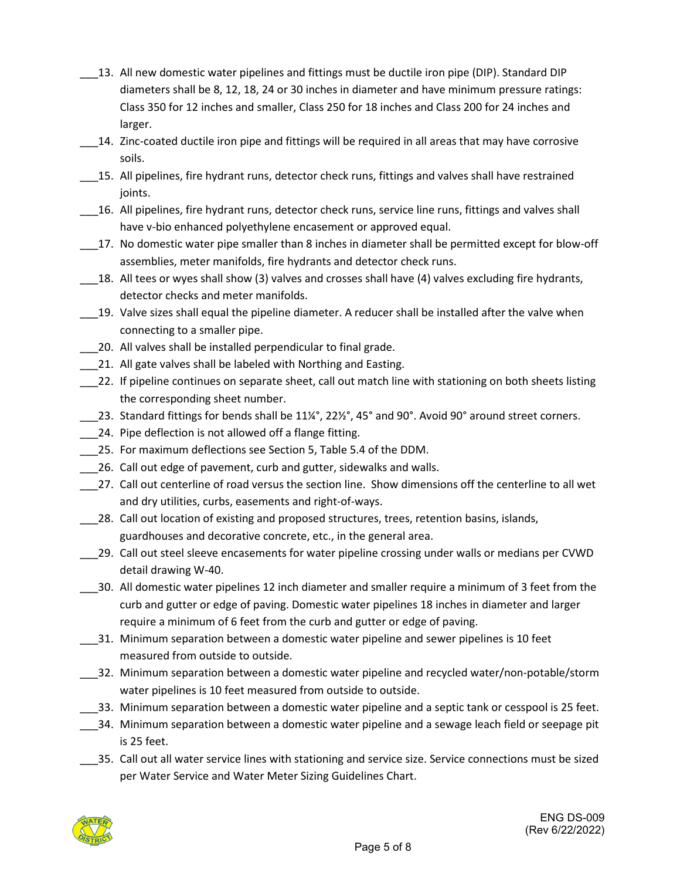___13. All new domestic water pipelines and fittings must be ductile iron pipe (DIP). Standard DIP diameters shall be 8, 12, 18, 24 or 30 inches in diameter and have minimum pressure ratings: Class 350 for 12 inches and smaller, Class 250 for 18 inches and Class 200 for 24 inches and larger.

___14. Zinc-coated ductile iron pipe and fittings will be required in all areas that may have corrosive soils.

___15. All pipelines, fire hydrant runs, detector check runs, fittings and valves shall have restrained joints.

___16. All pipelines, fire hydrant runs, detector check runs, service line runs, fittings and valves shall have v-bio enhanced polyethylene encasement or approved equal.

___17. No domestic water pipe smaller than 8 inches in diameter shall be permitted except for blow-off assemblies, meter manifolds, fire hydrants and detector check runs.

___18. All tees or wyes shall show (3) valves and crosses shall have (4) valves excluding fire hydrants, detector checks and meter manifolds.

___19. Valve sizes shall equal the pipeline diameter. A reducer shall be installed after the valve when connecting to a smaller pipe.

___20. All valves shall be installed perpendicular to final grade.

___21. All gate valves shall be labeled with Northing and Easting.

___22. If pipeline continues on separate sheet, call out match line with stationing on both sheets listing the corresponding sheet number.

___23. Standard fittings for bends shall be 11¼°, 22½°, 45° and 90°. Avoid 90° around street corners.

___24. Pipe deflection is not allowed off a flange fitting.

___25. For maximum deflections see Section 5, Table 5.4 of the DDM.

___26. Call out edge of pavement, curb and gutter, sidewalks and walls.

___27. Call out centerline of road versus the section line. Show dimensions off the centerline to all wet and dry utilities, curbs, easements and right-of-ways.

___28. Call out location of existing and proposed structures, trees, retention basins, islands, guardhouses and decorative concrete, etc., in the general area.

___29. Call out steel sleeve encasements for water pipeline crossing under walls or medians per CVWD detail drawing W-40.

___30. All domestic water pipelines 12 inch diameter and smaller require a minimum of 3 feet from the curb and gutter or edge of paving. Domestic water pipelines 18 inches in diameter and larger require a minimum of 6 feet from the curb and gutter or edge of paving.

___31. Minimum separation between a domestic water pipeline and sewer pipelines is 10 feet measured from outside to outside.

___32. Minimum separation between a domestic water pipeline and recycled water/non-potable/storm water pipelines is 10 feet measured from outside to outside.

___33. Minimum separation between a domestic water pipeline and a septic tank or cesspool is 25 feet.

___34. Minimum separation between a domestic water pipeline and a sewage leach field or seepage pit is 25 feet.

___35. Call out all water service lines with stationing and service size. Service connections must be sized per Water Service and Water Meter Sizing Guidelines Chart.

ENG DS-009
(Rev 6/22/2022)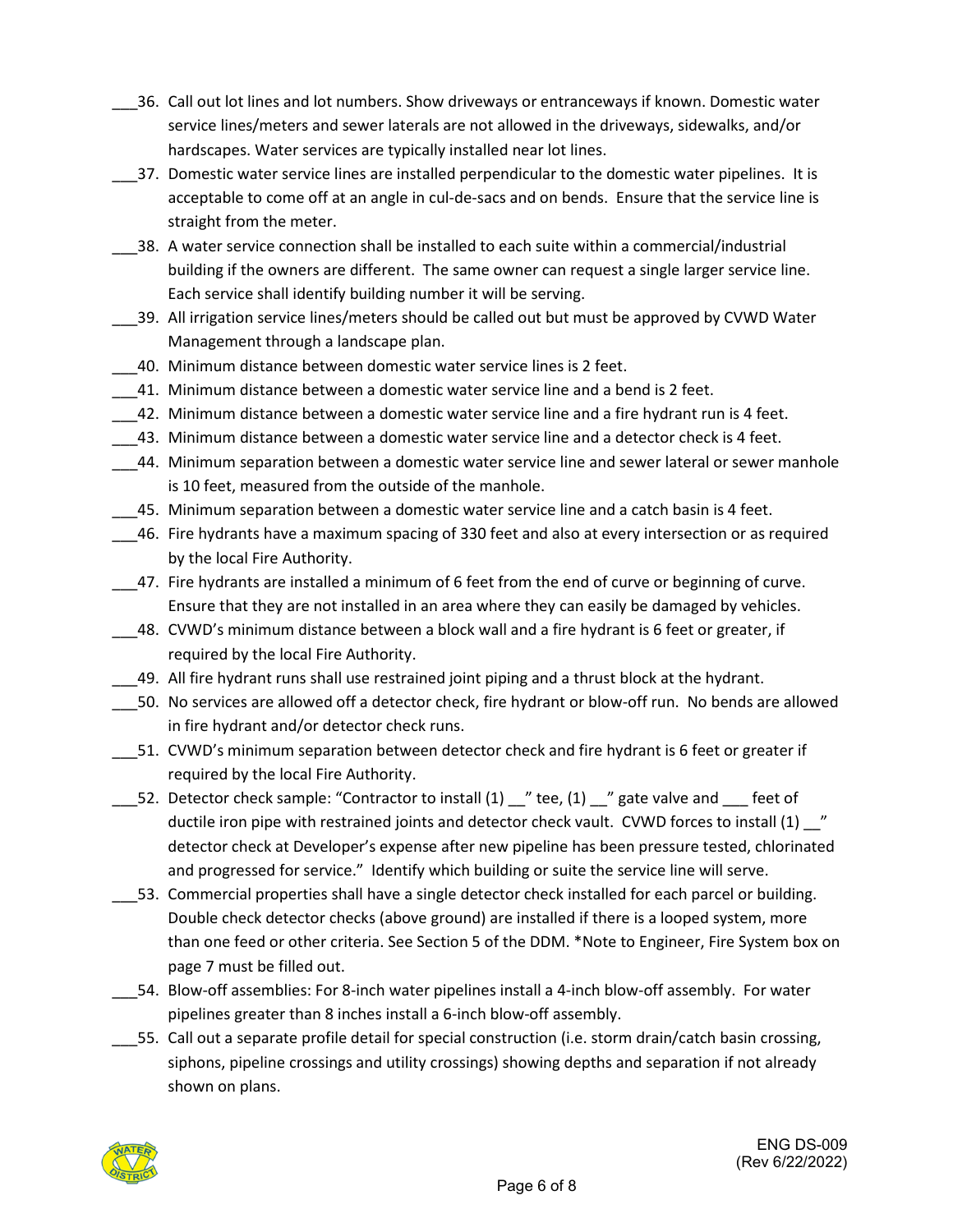___36. Call out lot lines and lot numbers. Show driveways or entranceways if known. Domestic water service lines/meters and sewer laterals are not allowed in the driveways, sidewalks, and/or hardscapes. Water services are typically installed near lot lines.

___37. Domestic water service lines are installed perpendicular to the domestic water pipelines. It is acceptable to come off at an angle in cul-de-sacs and on bends. Ensure that the service line is straight from the meter.

___38. A water service connection shall be installed to each suite within a commercial/industrial building if the owners are different. The same owner can request a single larger service line. Each service shall identify building number it will be serving.

___39. All irrigation service lines/meters should be called out but must be approved by CVWD Water Management through a landscape plan.

___40. Minimum distance between domestic water service lines is 2 feet.

___41. Minimum distance between a domestic water service line and a bend is 2 feet.

___42. Minimum distance between a domestic water service line and a fire hydrant run is 4 feet.

___43. Minimum distance between a domestic water service line and a detector check is 4 feet.

___44. Minimum separation between a domestic water service line and sewer lateral or sewer manhole is 10 feet, measured from the outside of the manhole.

___45. Minimum separation between a domestic water service line and a catch basin is 4 feet.

___46. Fire hydrants have a maximum spacing of 330 feet and also at every intersection or as required by the local Fire Authority.

___47. Fire hydrants are installed a minimum of 6 feet from the end of curve or beginning of curve. Ensure that they are not installed in an area where they can easily be damaged by vehicles.

___48. CVWD's minimum distance between a block wall and a fire hydrant is 6 feet or greater, if required by the local Fire Authority.

___49. All fire hydrant runs shall use restrained joint piping and a thrust block at the hydrant.

___50. No services are allowed off a detector check, fire hydrant or blow-off run. No bends are allowed in fire hydrant and/or detector check runs.

___51. CVWD's minimum separation between detector check and fire hydrant is 6 feet or greater if required by the local Fire Authority.

___52. Detector check sample: "Contractor to install (1) __" tee, (1) __" gate valve and ___ feet of ductile iron pipe with restrained joints and detector check vault. CVWD forces to install (1) __" detector check at Developer's expense after new pipeline has been pressure tested, chlorinated and progressed for service." Identify which building or suite the service line will serve.

___53. Commercial properties shall have a single detector check installed for each parcel or building. Double check detector checks (above ground) are installed if there is a looped system, more than one feed or other criteria. See Section 5 of the DDM. *Note to Engineer, Fire System box on page 7 must be filled out.

___54. Blow-off assemblies: For 8-inch water pipelines install a 4-inch blow-off assembly. For water pipelines greater than 8 inches install a 6-inch blow-off assembly.

___55. Call out a separate profile detail for special construction (i.e. storm drain/catch basin crossing, siphons, pipeline crossings and utility crossings) showing depths and separation if not already shown on plans.

ENG DS-009
(Rev 6/22/2022)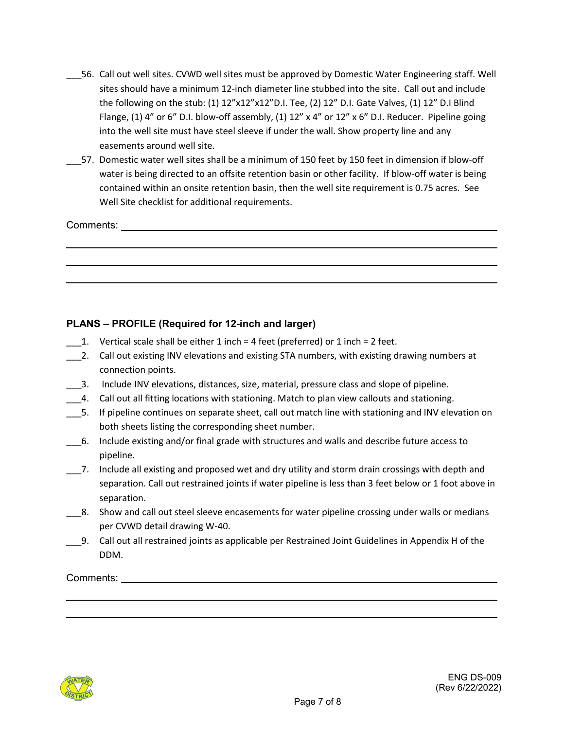___56. Call out well sites. CVWD well sites must be approved by Domestic Water Engineering staff. Well sites should have a minimum 12-inch diameter line stubbed into the site. Call out and include the following on the stub: (1) 12"x12"x12"D.I. Tee, (2) 12" D.I. Gate Valves, (1) 12" D.I Blind Flange, (1) 4" or 6" D.I. blow-off assembly, (1) 12" x 4" or 12" x 6" D.I. Reducer. Pipeline going into the well site must have steel sleeve if under the wall. Show property line and any easements around well site.

___57. Domestic water well sites shall be a minimum of 150 feet by 150 feet in dimension if blow-off water is being directed to an offsite retention basin or other facility. If blow-off water is being contained within an onsite retention basin, then the well site requirement is 0.75 acres. See Well Site checklist for additional requirements.

Comments: ______________________________________________________________

________________________________________________________________________

________________________________________________________________________

________________________________________________________________________

**PLANS – PROFILE (Required for 12-inch and larger)**

___1. Vertical scale shall be either 1 inch = 4 feet (preferred) or 1 inch = 2 feet.

___2. Call out existing INV elevations and existing STA numbers, with existing drawing numbers at connection points.

___3. Include INV elevations, distances, size, material, pressure class and slope of pipeline.

___4. Call out all fitting locations with stationing. Match to plan view callouts and stationing.

___5. If pipeline continues on separate sheet, call out match line with stationing and INV elevation on both sheets listing the corresponding sheet number.

___6. Include existing and/or final grade with structures and walls and describe future access to pipeline.

___7. Include all existing and proposed wet and dry utility and storm drain crossings with depth and separation. Call out restrained joints if water pipeline is less than 3 feet below or 1 foot above in separation.

___8. Show and call out steel sleeve encasements for water pipeline crossing under walls or medians per CVWD detail drawing W-40.

___9. Call out all restrained joints as applicable per Restrained Joint Guidelines in Appendix H of the DDM.

Comments: ______________________________________________________________

________________________________________________________________________

________________________________________________________________________

ENG DS-009
(Rev 6/22/2022)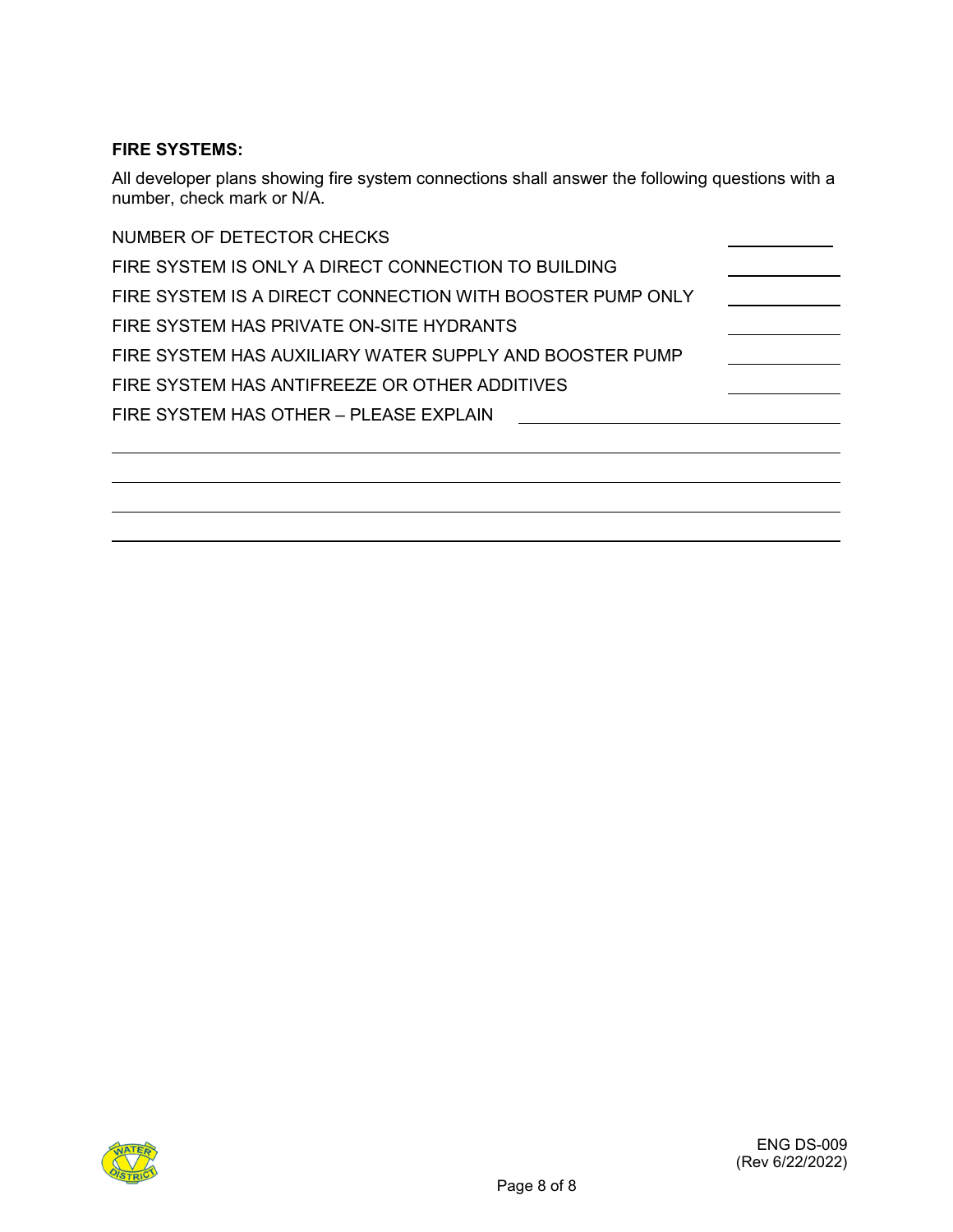**FIRE SYSTEMS:**

All developer plans showing fire system connections shall answer the following questions with a number, check mark or N/A.

NUMBER OF DETECTOR CHECKS \_\_\_\_\_\_\_\_\_\_

FIRE SYSTEM IS ONLY A DIRECT CONNECTION TO BUILDING \_\_\_\_\_\_\_\_\_\_

FIRE SYSTEM IS A DIRECT CONNECTION WITH BOOSTER PUMP ONLY \_\_\_\_\_\_\_\_\_\_

FIRE SYSTEM HAS PRIVATE ON-SITE HYDRANTS \_\_\_\_\_\_\_\_\_\_

FIRE SYSTEM HAS AUXILIARY WATER SUPPLY AND BOOSTER PUMP \_\_\_\_\_\_\_\_\_\_

FIRE SYSTEM HAS ANTIFREEZE OR OTHER ADDITIVES \_\_\_\_\_\_\_\_\_\_

FIRE SYSTEM HAS OTHER – PLEASE EXPLAIN \_\_\_\_\_\_\_\_\_\_\_\_\_\_\_\_\_\_\_\_\_\_\_\_\_\_\_\_\_\_

\_\_\_\_\_\_\_\_\_\_\_\_\_\_\_\_\_\_\_\_\_\_\_\_\_\_\_\_\_\_\_\_\_\_\_\_\_\_\_\_\_\_\_\_\_\_\_\_\_\_\_\_\_\_\_\_\_\_\_\_\_\_\_\_\_\_\_\_\_\_

\_\_\_\_\_\_\_\_\_\_\_\_\_\_\_\_\_\_\_\_\_\_\_\_\_\_\_\_\_\_\_\_\_\_\_\_\_\_\_\_\_\_\_\_\_\_\_\_\_\_\_\_\_\_\_\_\_\_\_\_\_\_\_\_\_\_\_\_\_\_

\_\_\_\_\_\_\_\_\_\_\_\_\_\_\_\_\_\_\_\_\_\_\_\_\_\_\_\_\_\_\_\_\_\_\_\_\_\_\_\_\_\_\_\_\_\_\_\_\_\_\_\_\_\_\_\_\_\_\_\_\_\_\_\_\_\_\_\_\_\_

\_\_\_\_\_\_\_\_\_\_\_\_\_\_\_\_\_\_\_\_\_\_\_\_\_\_\_\_\_\_\_\_\_\_\_\_\_\_\_\_\_\_\_\_\_\_\_\_\_\_\_\_\_\_\_\_\_\_\_\_\_\_\_\_\_\_\_\_\_\_

ENG DS-009
(Rev 6/22/2022)